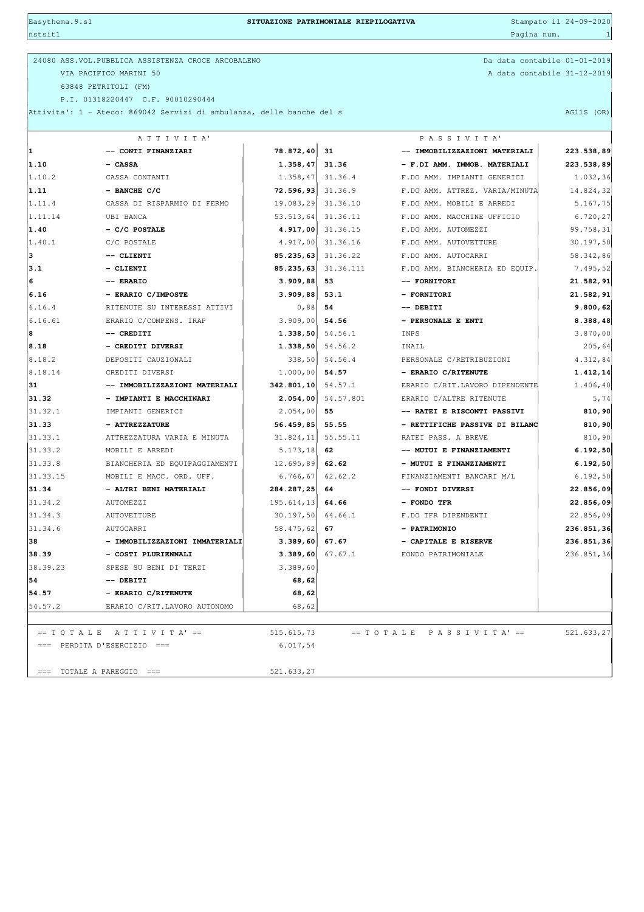**SITUAZIONE PATRIMONIALE RIEPILOGATIVA**

Easythema.9.s1 — Stampato il 24-09-2020

nstsit1 — Pagina num. 1

24080 ASS.VOL.PUBBLICA ASSISTENZA CROCE ARCOBALENO — Da data contabile 01-01-2019

VIA PACIFICO MARINI 50 — A data contabile 31-12-2019

63848 PETRITOLI (FM)

P.I. 01318220447 C.F. 90010290444

Attivita': 1 - Ateco: 869042 Servizi di ambulanza, delle banche del s — AG11S (OR)

| | A T T I V I T A' | | | P A S S I V I T A' | |
|---|---|---|---|---|---|
| **1** | **-- CONTI FINANZIARI** | **78.872,40** | **31** | **-- IMMOBILIZZAZIONI MATERIALI** | **223.538,89** |
| **1.10** | **- CASSA** | **1.358,47** | **31.36** | **- F.DI AMM. IMMOB. MATERIALI** | **223.538,89** |
| 1.10.2 | CASSA CONTANTI | 1.358,47 | 31.36.4 | F.DO AMM. IMPIANTI GENERICI | 1.032,36 |
| **1.11** | **- BANCHE C/C** | **72.596,93** | 31.36.9 | F.DO AMM. ATTREZ. VARIA/MINUTA | 14.824,32 |
| 1.11.4 | CASSA DI RISPARMIO DI FERMO | 19.083,29 | 31.36.10 | F.DO AMM. MOBILI E ARREDI | 5.167,75 |
| 1.11.14 | UBI BANCA | 53.513,64 | 31.36.11 | F.DO AMM. MACCHINE UFFICIO | 6.720,27 |
| **1.40** | **- C/C POSTALE** | **4.917,00** | 31.36.15 | F.DO AMM. AUTOMEZZI | 99.758,31 |
| 1.40.1 | C/C POSTALE | 4.917,00 | 31.36.16 | F.DO AMM. AUTOVETTURE | 30.197,50 |
| **3** | **-- CLIENTI** | **85.235,63** | 31.36.22 | F.DO AMM. AUTOCARRI | 58.342,86 |
| **3.1** | **- CLIENTI** | **85.235,63** | 31.36.111 | F.DO AMM. BIANCHERIA ED EQUIP. | 7.495,52 |
| **6** | **-- ERARIO** | **3.909,88** | **53** | **-- FORNITORI** | **21.582,91** |
| **6.16** | **- ERARIO C/IMPOSTE** | **3.909,88** | **53.1** | **- FORNITORI** | **21.582,91** |
| 6.16.4 | RITENUTE SU INTERESSI ATTIVI | 0,88 | **54** | **-- DEBITI** | **9.800,62** |
| 6.16.61 | ERARIO C/COMPENS. IRAP | 3.909,00 | **54.56** | **- PERSONALE E ENTI** | **8.388,48** |
| **8** | **-- CREDITI** | **1.338,50** | 54.56.1 | INPS | 3.870,00 |
| **8.18** | **- CREDITI DIVERSI** | **1.338,50** | 54.56.2 | INAIL | 205,64 |
| 8.18.2 | DEPOSITI CAUZIONALI | 338,50 | 54.56.4 | PERSONALE C/RETRIBUZIONI | 4.312,84 |
| 8.18.14 | CREDITI DIVERSI | 1.000,00 | **54.57** | **- ERARIO C/RITENUTE** | **1.412,14** |
| **31** | **-- IMMOBILIZZAZIONI MATERIALI** | **342.801,10** | 54.57.1 | ERARIO C/RIT.LAVORO DIPENDENTE | 1.406,40 |
| **31.32** | **- IMPIANTI E MACCHINARI** | **2.054,00** | 54.57.801 | ERARIO C/ALTRE RITENUTE | 5,74 |
| 31.32.1 | IMPIANTI GENERICI | 2.054,00 | **55** | **-- RATEI E RISCONTI PASSIVI** | **810,90** |
| **31.33** | **- ATTREZZATURE** | **56.459,85** | **55.55** | **- RETTIFICHE PASSIVE DI BILANC** | **810,90** |
| 31.33.1 | ATTREZZATURA VARIA E MINUTA | 31.824,11 | 55.55.11 | RATEI PASS. A BREVE | 810,90 |
| 31.33.2 | MOBILI E ARREDI | 5.173,18 | **62** | **-- MUTUI E FINANZIAMENTI** | **6.192,50** |
| 31.33.8 | BIANCHERIA ED EQUIPAGGIAMENTI | 12.695,89 | **62.62** | **- MUTUI E FINANZIAMENTI** | **6.192,50** |
| 31.33.15 | MOBILI E MACC. ORD. UFF. | 6.766,67 | 62.62.2 | FINANZIAMENTI BANCARI M/L | 6.192,50 |
| **31.34** | **- ALTRI BENI MATERIALI** | **284.287,25** | **64** | **-- FONDI DIVERSI** | **22.856,09** |
| 31.34.2 | AUTOMEZZI | 195.614,13 | **64.66** | **- FONDO TFR** | **22.856,09** |
| 31.34.3 | AUTOVETTURE | 30.197,50 | 64.66.1 | F.DO TFR DIPENDENTI | 22.856,09 |
| 31.34.6 | AUTOCARRI | 58.475,62 | **67** | **- PATRIMONIO** | **236.851,36** |
| **38** | **- IMMOBILIZZAZIONI IMMATERIALI** | **3.389,60** | **67.67** | **- CAPITALE E RISERVE** | **236.851,36** |
| **38.39** | **- COSTI PLURIENNALI** | **3.389,60** | 67.67.1 | FONDO PATRIMONIALE | 236.851,36 |
| 38.39.23 | SPESE SU BENI DI TERZI | 3.389,60 | | | |
| **54** | **-- DEBITI** | **68,62** | | | |
| **54.57** | **- ERARIO C/RITENUTE** | **68,62** | | | |
| 54.57.2 | ERARIO C/RIT.LAVORO AUTONOMO | 68,62 | | | |
| | == T O T A L E A T T I V I T A' == | 515.615,73 | | == T O T A L E P A S S I V I T A' == | 521.633,27 |
| | === PERDITA D'ESERCIZIO === | 6.017,54 | | | |
| | === TOTALE A PAREGGIO === | 521.633,27 | | | |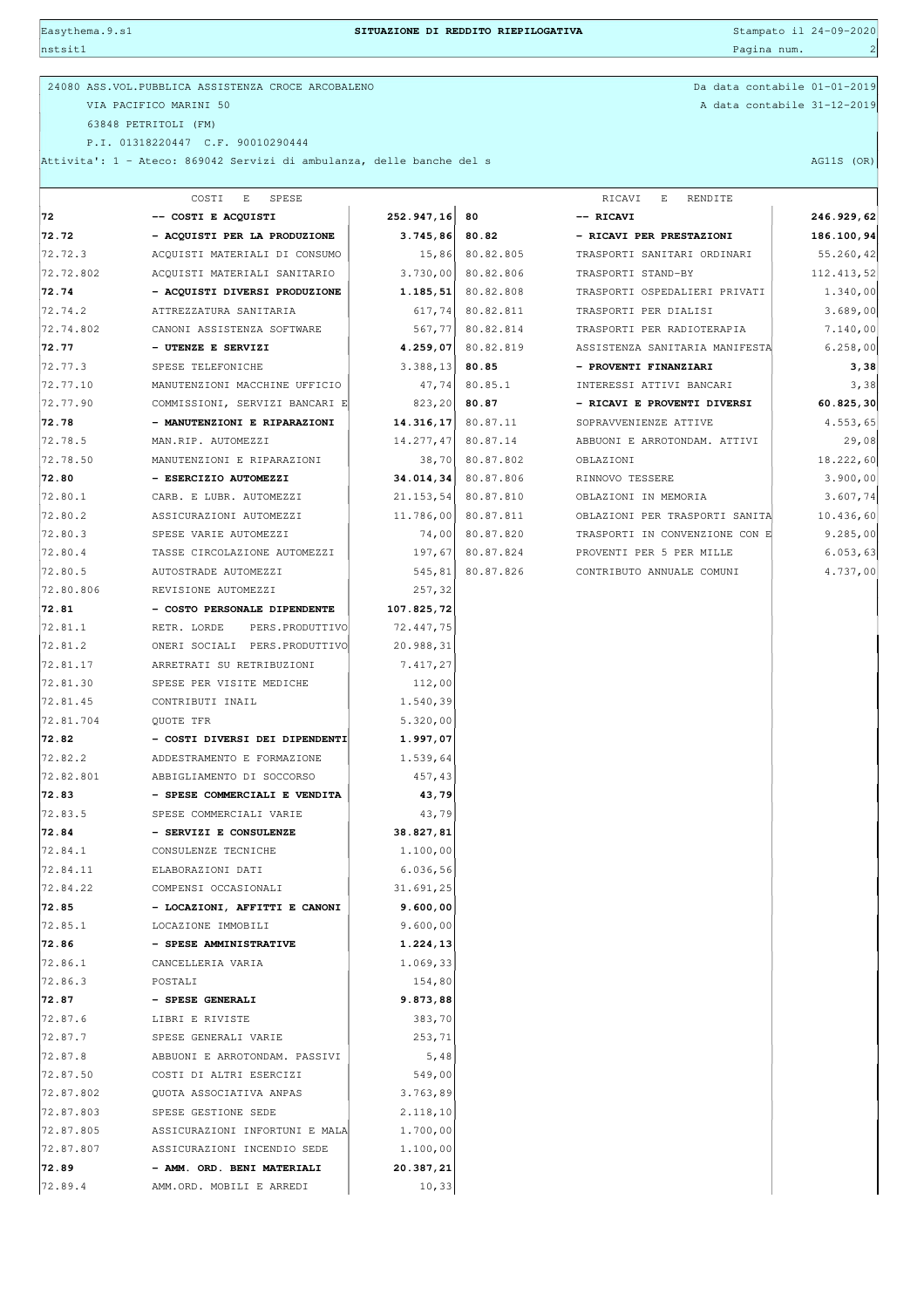**SITUAZIONE DI REDDITO RIEPILOGATIVA**

24080 ASS.VOL.PUBBLICA ASSISTENZA CROCE ARCOBALENO
VIA PACIFICO MARINI 50
63848 PETRITOLI (FM)
P.I. 01318220447 C.F. 90010290444

Da data contabile 01-01-2019
A data contabile 31-12-2019

Attivita': 1 - Ateco: 869042 Servizi di ambulanza, delle banche del s — AG11S (OR)

| | COSTI E SPESE | | | RICAVI E RENDITE | |
|---|---|---|---|---|---|
| **72** | **-- COSTI E ACQUISTI** | **252.947,16** | **80** | **-- RICAVI** | **246.929,62** |
| **72.72** | **- ACQUISTI PER LA PRODUZIONE** | **3.745,86** | **80.82** | **- RICAVI PER PRESTAZIONI** | **186.100,94** |
| 72.72.3 | ACQUISTI MATERIALI DI CONSUMO | 15,86 | 80.82.805 | TRASPORTI SANITARI ORDINARI | 55.260,42 |
| 72.72.802 | ACQUISTI MATERIALI SANITARIO | 3.730,00 | 80.82.806 | TRASPORTI STAND-BY | 112.413,52 |
| **72.74** | **- ACQUISTI DIVERSI PRODUZIONE** | **1.185,51** | 80.82.808 | TRASPORTI OSPEDALIERI PRIVATI | 1.340,00 |
| 72.74.2 | ATTREZZATURA SANITARIA | 617,74 | 80.82.811 | TRASPORTI PER DIALISI | 3.689,00 |
| 72.74.802 | CANONI ASSISTENZA SOFTWARE | 567,77 | 80.82.814 | TRASPORTI PER RADIOTERAPIA | 7.140,00 |
| **72.77** | **- UTENZE E SERVIZI** | **4.259,07** | 80.82.819 | ASSISTENZA SANITARIA MANIFESTA | 6.258,00 |
| 72.77.3 | SPESE TELEFONICHE | 3.388,13 | **80.85** | **- PROVENTI FINANZIARI** | **3,38** |
| 72.77.10 | MANUTENZIONI MACCHINE UFFICIO | 47,74 | 80.85.1 | INTERESSI ATTIVI BANCARI | 3,38 |
| 72.77.90 | COMMISSIONI, SERVIZI BANCARI E | 823,20 | **80.87** | **- RICAVI E PROVENTI DIVERSI** | **60.825,30** |
| **72.78** | **- MANUTENZIONI E RIPARAZIONI** | **14.316,17** | 80.87.11 | SOPRAVVENIENZE ATTIVE | 4.553,65 |
| 72.78.5 | MAN.RIP. AUTOMEZZI | 14.277,47 | 80.87.14 | ABBUONI E ARROTONDAM. ATTIVI | 29,08 |
| 72.78.50 | MANUTENZIONI E RIPARAZIONI | 38,70 | 80.87.802 | OBLAZIONI | 18.222,60 |
| **72.80** | **- ESERCIZIO AUTOMEZZI** | **34.014,34** | 80.87.806 | RINNOVO TESSERE | 3.900,00 |
| 72.80.1 | CARB. E LUBR. AUTOMEZZI | 21.153,54 | 80.87.810 | OBLAZIONI IN MEMORIA | 3.607,74 |
| 72.80.2 | ASSICURAZIONI AUTOMEZZI | 11.786,00 | 80.87.811 | OBLAZIONI PER TRASPORTI SANITA | 10.436,60 |
| 72.80.3 | SPESE VARIE AUTOMEZZI | 74,00 | 80.87.820 | TRASPORTI IN CONVENZIONE CON E | 9.285,00 |
| 72.80.4 | TASSE CIRCOLAZIONE AUTOMEZZI | 197,67 | 80.87.824 | PROVENTI PER 5 PER MILLE | 6.053,63 |
| 72.80.5 | AUTOSTRADE AUTOMEZZI | 545,81 | 80.87.826 | CONTRIBUTO ANNUALE COMUNI | 4.737,00 |
| 72.80.806 | REVISIONE AUTOMEZZI | 257,32 | | | |
| **72.81** | **- COSTO PERSONALE DIPENDENTE** | **107.825,72** | | | |
| 72.81.1 | RETR. LORDE PERS.PRODUTTIVO | 72.447,75 | | | |
| 72.81.2 | ONERI SOCIALI PERS.PRODUTTIVO | 20.988,31 | | | |
| 72.81.17 | ARRETRATI SU RETRIBUZIONI | 7.417,27 | | | |
| 72.81.30 | SPESE PER VISITE MEDICHE | 112,00 | | | |
| 72.81.45 | CONTRIBUTI INAIL | 1.540,39 | | | |
| 72.81.704 | QUOTE TFR | 5.320,00 | | | |
| **72.82** | **- COSTI DIVERSI DEI DIPENDENTI** | **1.997,07** | | | |
| 72.82.2 | ADDESTRAMENTO E FORMAZIONE | 1.539,64 | | | |
| 72.82.801 | ABBIGLIAMENTO DI SOCCORSO | 457,43 | | | |
| **72.83** | **- SPESE COMMERCIALI E VENDITA** | **43,79** | | | |
| 72.83.5 | SPESE COMMERCIALI VARIE | 43,79 | | | |
| **72.84** | **- SERVIZI E CONSULENZE** | **38.827,81** | | | |
| 72.84.1 | CONSULENZE TECNICHE | 1.100,00 | | | |
| 72.84.11 | ELABORAZIONI DATI | 6.036,56 | | | |
| 72.84.22 | COMPENSI OCCASIONALI | 31.691,25 | | | |
| **72.85** | **- LOCAZIONI, AFFITTI E CANONI** | **9.600,00** | | | |
| 72.85.1 | LOCAZIONE IMMOBILI | 9.600,00 | | | |
| **72.86** | **- SPESE AMMINISTRATIVE** | **1.224,13** | | | |
| 72.86.1 | CANCELLERIA VARIA | 1.069,33 | | | |
| 72.86.3 | POSTALI | 154,80 | | | |
| **72.87** | **- SPESE GENERALI** | **9.873,88** | | | |
| 72.87.6 | LIBRI E RIVISTE | 383,70 | | | |
| 72.87.7 | SPESE GENERALI VARIE | 253,71 | | | |
| 72.87.8 | ABBUONI E ARROTONDAM. PASSIVI | 5,48 | | | |
| 72.87.50 | COSTI DI ALTRI ESERCIZI | 549,00 | | | |
| 72.87.802 | QUOTA ASSOCIATIVA ANPAS | 3.763,89 | | | |
| 72.87.803 | SPESE GESTIONE SEDE | 2.118,10 | | | |
| 72.87.805 | ASSICURAZIONI INFORTUNI E MALA | 1.700,00 | | | |
| 72.87.807 | ASSICURAZIONI INCENDIO SEDE | 1.100,00 | | | |
| **72.89** | **- AMM. ORD. BENI MATERIALI** | **20.387,21** | | | |
| 72.89.4 | AMM.ORD. MOBILI E ARREDI | 10,33 | | | |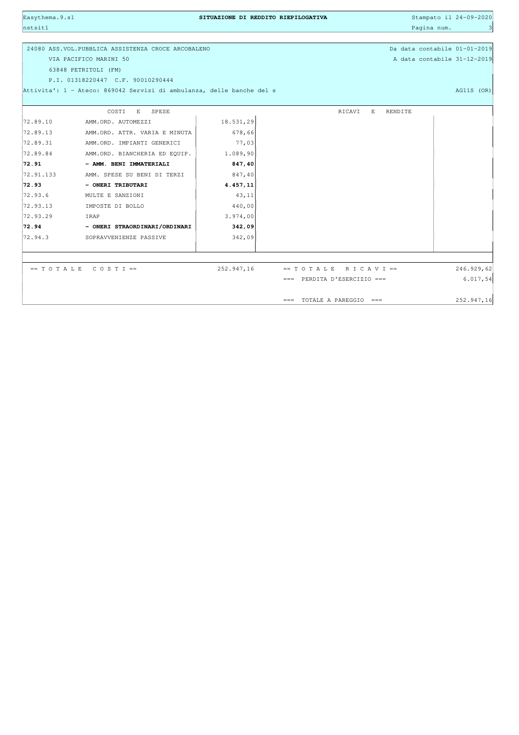24080 ASS.VOL.PUBBLICA ASSISTENZA CROCE ARCOBALENO
VIA PACIFICO MARINI 50
63848 PETRITOLI (FM)
P.I. 01318220447 C.F. 90010290444
Attivita': 1 - Ateco: 869042 Servizi di ambulanza, delle banche del s

Da data contabile 01-01-2019
A data contabile 31-12-2019
AG11S (OR)

| COSTI E SPESE | | | RICAVI E RENDITE | |
|---|---|---|---|---|
| 72.89.10 | AMM.ORD. AUTOMEZZI | 18.531,29 | | |
| 72.89.13 | AMM.ORD. ATTR. VARIA E MINUTA | 678,66 | | |
| 72.89.31 | AMM.ORD. IMPIANTI GENERICI | 77,03 | | |
| 72.89.84 | AMM.ORD. BIANCHERIA ED EQUIP. | 1.089,90 | | |
| **72.91** | **- AMM. BENI IMMATERIALI** | **847,40** | | |
| 72.91.133 | AMM. SPESE SU BENI DI TERZI | 847,40 | | |
| **72.93** | **- ONERI TRIBUTARI** | **4.457,11** | | |
| 72.93.6 | MULTE E SANZIONI | 43,11 | | |
| 72.93.13 | IMPOSTE DI BOLLO | 440,00 | | |
| 72.93.29 | IRAP | 3.974,00 | | |
| **72.94** | **- ONERI STRAORDINARI/ORDINARI** | **342,09** | | |
| 72.94.3 | SOPRAVVENIENZE PASSIVE | 342,09 | | |
| == T O T A L E C O S T I == | | 252.947,16 | == T O T A L E R I C A V I == | 246.929,62 |
| | | | === PERDITA D'ESERCIZIO === | 6.017,54 |
| | | | === TOTALE A PAREGGIO === | 252.947,16 |